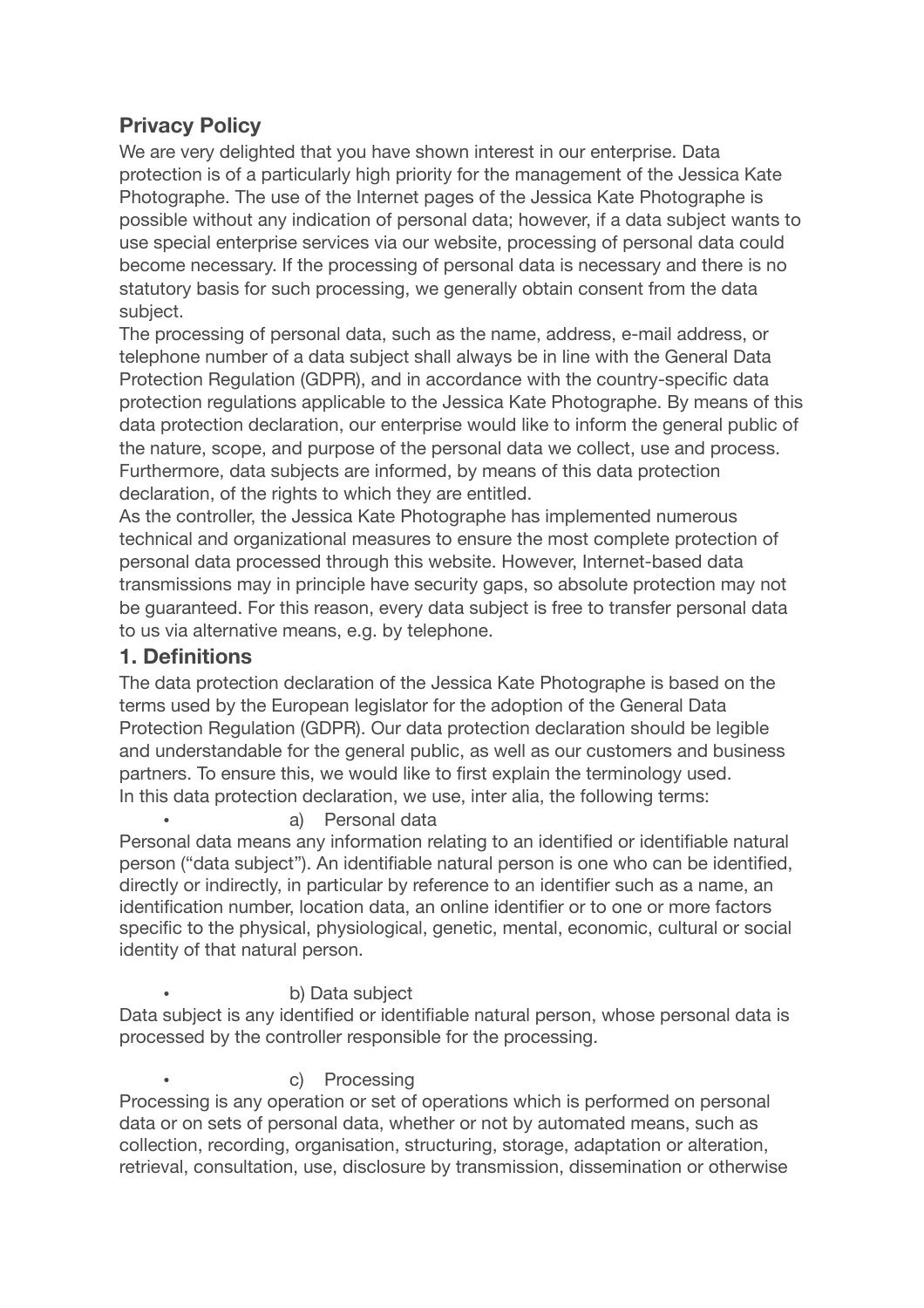## Privacy Policy

We are very delighted that you have shown interest in our enterprise. Data protection is of a particularly high priority for the management of the Jessica Kate Photographe. The use of the Internet pages of the Jessica Kate Photographe is possible without any indication of personal data; however, if a data subject wants to use special enterprise services via our website, processing of personal data could become necessary. If the processing of personal data is necessary and there is no statutory basis for such processing, we generally obtain consent from the data subject.

The processing of personal data, such as the name, address, e-mail address, or telephone number of a data subject shall always be in line with the General Data Protection Regulation (GDPR), and in accordance with the country-specific data protection regulations applicable to the Jessica Kate Photographe. By means of this data protection declaration, our enterprise would like to inform the general public of the nature, scope, and purpose of the personal data we collect, use and process. Furthermore, data subjects are informed, by means of this data protection declaration, of the rights to which they are entitled.

As the controller, the Jessica Kate Photographe has implemented numerous technical and organizational measures to ensure the most complete protection of personal data processed through this website. However, Internet-based data transmissions may in principle have security gaps, so absolute protection may not be guaranteed. For this reason, every data subject is free to transfer personal data to us via alternative means, e.g. by telephone.

### 1. Definitions

The data protection declaration of the Jessica Kate Photographe is based on the terms used by the European legislator for the adoption of the General Data Protection Regulation (GDPR). Our data protection declaration should be legible and understandable for the general public, as well as our customers and business partners. To ensure this, we would like to first explain the terminology used.

In this data protection declaration, we use, inter alia, the following terms:

- a) Personal data

Personal data means any information relating to an identified or identifiable natural person ("data subject"). An identifiable natural person is one who can be identified, directly or indirectly, in particular by reference to an identifier such as a name, an identification number, location data, an online identifier or to one or more factors specific to the physical, physiological, genetic, mental, economic, cultural or social identity of that natural person.

- b) Data subject

Data subject is any identified or identifiable natural person, whose personal data is processed by the controller responsible for the processing.

- c) Processing

Processing is any operation or set of operations which is performed on personal data or on sets of personal data, whether or not by automated means, such as collection, recording, organisation, structuring, storage, adaptation or alteration, retrieval, consultation, use, disclosure by transmission, dissemination or otherwise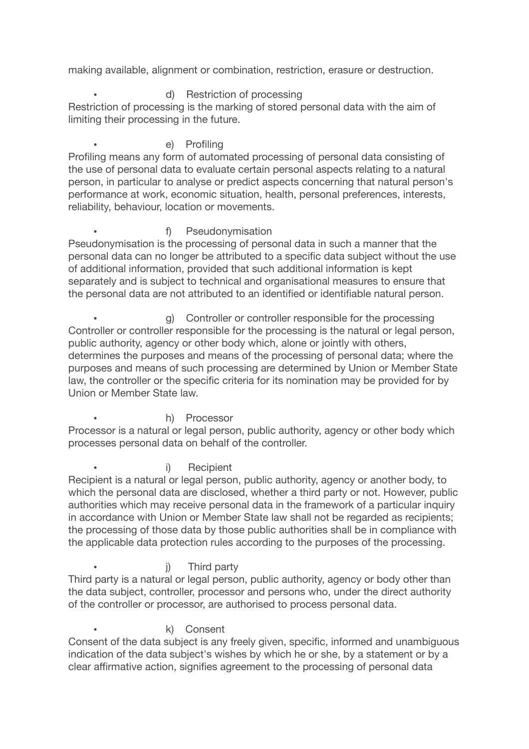making available, alignment or combination, restriction, erasure or destruction.

- d) Restriction of processing

Restriction of processing is the marking of stored personal data with the aim of limiting their processing in the future.

- e) Profiling

Profiling means any form of automated processing of personal data consisting of the use of personal data to evaluate certain personal aspects relating to a natural person, in particular to analyse or predict aspects concerning that natural person's performance at work, economic situation, health, personal preferences, interests, reliability, behaviour, location or movements.

- f) Pseudonymisation

Pseudonymisation is the processing of personal data in such a manner that the personal data can no longer be attributed to a specific data subject without the use of additional information, provided that such additional information is kept separately and is subject to technical and organisational measures to ensure that the personal data are not attributed to an identified or identifiable natural person.

- g) Controller or controller responsible for the processing

Controller or controller responsible for the processing is the natural or legal person, public authority, agency or other body which, alone or jointly with others, determines the purposes and means of the processing of personal data; where the purposes and means of such processing are determined by Union or Member State law, the controller or the specific criteria for its nomination may be provided for by Union or Member State law.

- h) Processor

Processor is a natural or legal person, public authority, agency or other body which processes personal data on behalf of the controller.

- i) Recipient

Recipient is a natural or legal person, public authority, agency or another body, to which the personal data are disclosed, whether a third party or not. However, public authorities which may receive personal data in the framework of a particular inquiry in accordance with Union or Member State law shall not be regarded as recipients; the processing of those data by those public authorities shall be in compliance with the applicable data protection rules according to the purposes of the processing.

- j) Third party

Third party is a natural or legal person, public authority, agency or body other than the data subject, controller, processor and persons who, under the direct authority of the controller or processor, are authorised to process personal data.

- k) Consent

Consent of the data subject is any freely given, specific, informed and unambiguous indication of the data subject's wishes by which he or she, by a statement or by a clear affirmative action, signifies agreement to the processing of personal data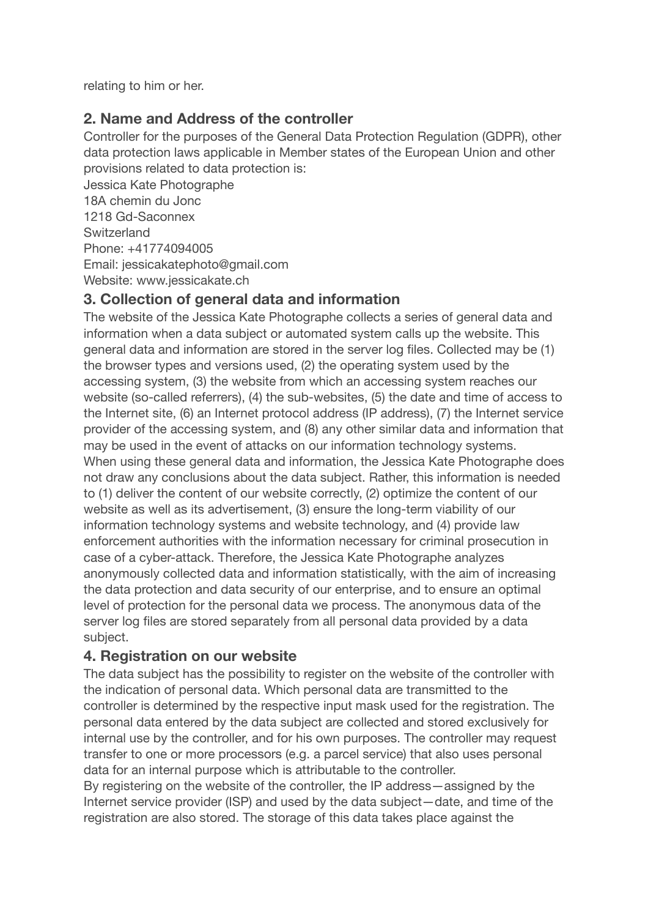relating to him or her.

## 2. Name and Address of the controller

Controller for the purposes of the General Data Protection Regulation (GDPR), other data protection laws applicable in Member states of the European Union and other provisions related to data protection is:

Jessica Kate Photographe
18A chemin du Jonc
1218 Gd-Saconnex
Switzerland
Phone: +41774094005
Email: jessicakatephoto@gmail.com
Website: www.jessicakate.ch

## 3. Collection of general data and information

The website of the Jessica Kate Photographe collects a series of general data and information when a data subject or automated system calls up the website. This general data and information are stored in the server log files. Collected may be (1) the browser types and versions used, (2) the operating system used by the accessing system, (3) the website from which an accessing system reaches our website (so-called referrers), (4) the sub-websites, (5) the date and time of access to the Internet site, (6) an Internet protocol address (IP address), (7) the Internet service provider of the accessing system, and (8) any other similar data and information that may be used in the event of attacks on our information technology systems.

When using these general data and information, the Jessica Kate Photographe does not draw any conclusions about the data subject. Rather, this information is needed to (1) deliver the content of our website correctly, (2) optimize the content of our website as well as its advertisement, (3) ensure the long-term viability of our information technology systems and website technology, and (4) provide law enforcement authorities with the information necessary for criminal prosecution in case of a cyber-attack. Therefore, the Jessica Kate Photographe analyzes anonymously collected data and information statistically, with the aim of increasing the data protection and data security of our enterprise, and to ensure an optimal level of protection for the personal data we process. The anonymous data of the server log files are stored separately from all personal data provided by a data subject.

## 4. Registration on our website

The data subject has the possibility to register on the website of the controller with the indication of personal data. Which personal data are transmitted to the controller is determined by the respective input mask used for the registration. The personal data entered by the data subject are collected and stored exclusively for internal use by the controller, and for his own purposes. The controller may request transfer to one or more processors (e.g. a parcel service) that also uses personal data for an internal purpose which is attributable to the controller.

By registering on the website of the controller, the IP address—assigned by the Internet service provider (ISP) and used by the data subject—date, and time of the registration are also stored. The storage of this data takes place against the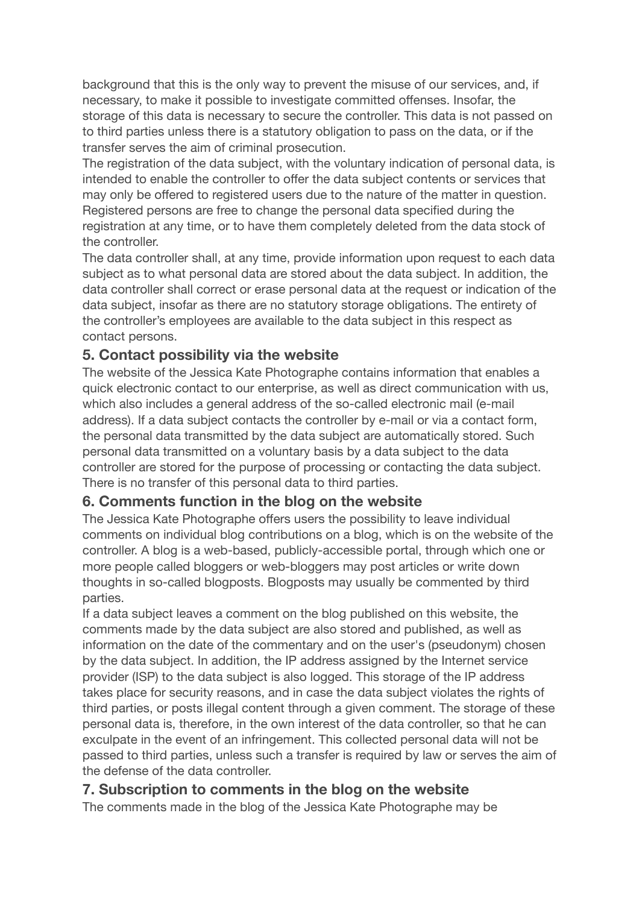background that this is the only way to prevent the misuse of our services, and, if necessary, to make it possible to investigate committed offenses. Insofar, the storage of this data is necessary to secure the controller. This data is not passed on to third parties unless there is a statutory obligation to pass on the data, or if the transfer serves the aim of criminal prosecution.

The registration of the data subject, with the voluntary indication of personal data, is intended to enable the controller to offer the data subject contents or services that may only be offered to registered users due to the nature of the matter in question. Registered persons are free to change the personal data specified during the registration at any time, or to have them completely deleted from the data stock of the controller.

The data controller shall, at any time, provide information upon request to each data subject as to what personal data are stored about the data subject. In addition, the data controller shall correct or erase personal data at the request or indication of the data subject, insofar as there are no statutory storage obligations. The entirety of the controller's employees are available to the data subject in this respect as contact persons.

### 5. Contact possibility via the website

The website of the Jessica Kate Photographe contains information that enables a quick electronic contact to our enterprise, as well as direct communication with us, which also includes a general address of the so-called electronic mail (e-mail address). If a data subject contacts the controller by e-mail or via a contact form, the personal data transmitted by the data subject are automatically stored. Such personal data transmitted on a voluntary basis by a data subject to the data controller are stored for the purpose of processing or contacting the data subject. There is no transfer of this personal data to third parties.

### 6. Comments function in the blog on the website

The Jessica Kate Photographe offers users the possibility to leave individual comments on individual blog contributions on a blog, which is on the website of the controller. A blog is a web-based, publicly-accessible portal, through which one or more people called bloggers or web-bloggers may post articles or write down thoughts in so-called blogposts. Blogposts may usually be commented by third parties.

If a data subject leaves a comment on the blog published on this website, the comments made by the data subject are also stored and published, as well as information on the date of the commentary and on the user's (pseudonym) chosen by the data subject. In addition, the IP address assigned by the Internet service provider (ISP) to the data subject is also logged. This storage of the IP address takes place for security reasons, and in case the data subject violates the rights of third parties, or posts illegal content through a given comment. The storage of these personal data is, therefore, in the own interest of the data controller, so that he can exculpate in the event of an infringement. This collected personal data will not be passed to third parties, unless such a transfer is required by law or serves the aim of the defense of the data controller.

### 7. Subscription to comments in the blog on the website

The comments made in the blog of the Jessica Kate Photographe may be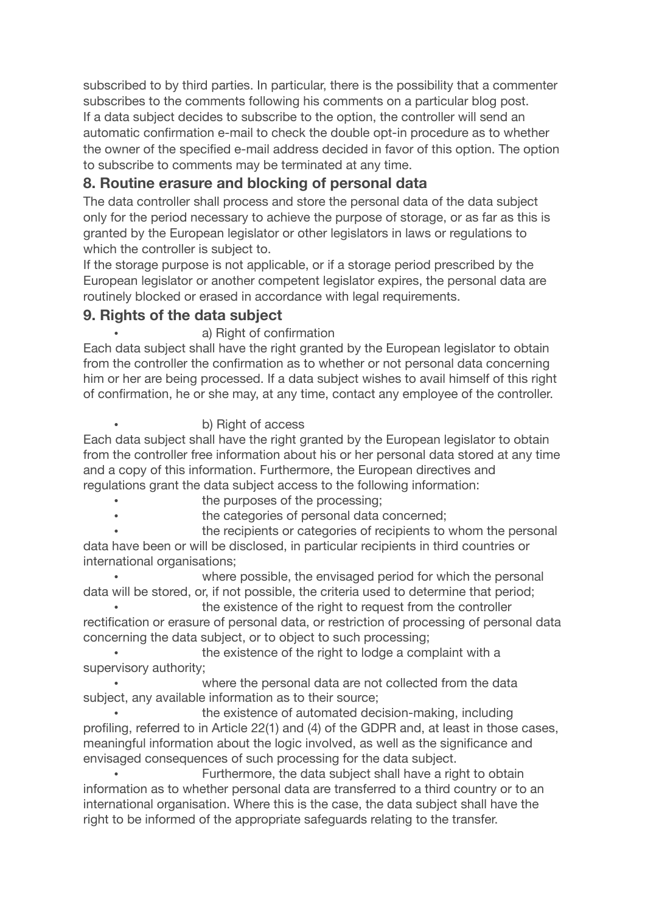subscribed to by third parties. In particular, there is the possibility that a commenter subscribes to the comments following his comments on a particular blog post.
If a data subject decides to subscribe to the option, the controller will send an automatic confirmation e-mail to check the double opt-in procedure as to whether the owner of the specified e-mail address decided in favor of this option. The option to subscribe to comments may be terminated at any time.

## 8. Routine erasure and blocking of personal data

The data controller shall process and store the personal data of the data subject only for the period necessary to achieve the purpose of storage, or as far as this is granted by the European legislator or other legislators in laws or regulations to which the controller is subject to.
If the storage purpose is not applicable, or if a storage period prescribed by the European legislator or another competent legislator expires, the personal data are routinely blocked or erased in accordance with legal requirements.

## 9. Rights of the data subject

- a) Right of confirmation

Each data subject shall have the right granted by the European legislator to obtain from the controller the confirmation as to whether or not personal data concerning him or her are being processed. If a data subject wishes to avail himself of this right of confirmation, he or she may, at any time, contact any employee of the controller.

- b) Right of access

Each data subject shall have the right granted by the European legislator to obtain from the controller free information about his or her personal data stored at any time and a copy of this information. Furthermore, the European directives and regulations grant the data subject access to the following information:

- the purposes of the processing;
- the categories of personal data concerned;
- the recipients or categories of recipients to whom the personal data have been or will be disclosed, in particular recipients in third countries or international organisations;
- where possible, the envisaged period for which the personal data will be stored, or, if not possible, the criteria used to determine that period;
- the existence of the right to request from the controller rectification or erasure of personal data, or restriction of processing of personal data concerning the data subject, or to object to such processing;
- the existence of the right to lodge a complaint with a supervisory authority;
- where the personal data are not collected from the data subject, any available information as to their source;
- the existence of automated decision-making, including profiling, referred to in Article 22(1) and (4) of the GDPR and, at least in those cases, meaningful information about the logic involved, as well as the significance and envisaged consequences of such processing for the data subject.
- Furthermore, the data subject shall have a right to obtain information as to whether personal data are transferred to a third country or to an international organisation. Where this is the case, the data subject shall have the right to be informed of the appropriate safeguards relating to the transfer.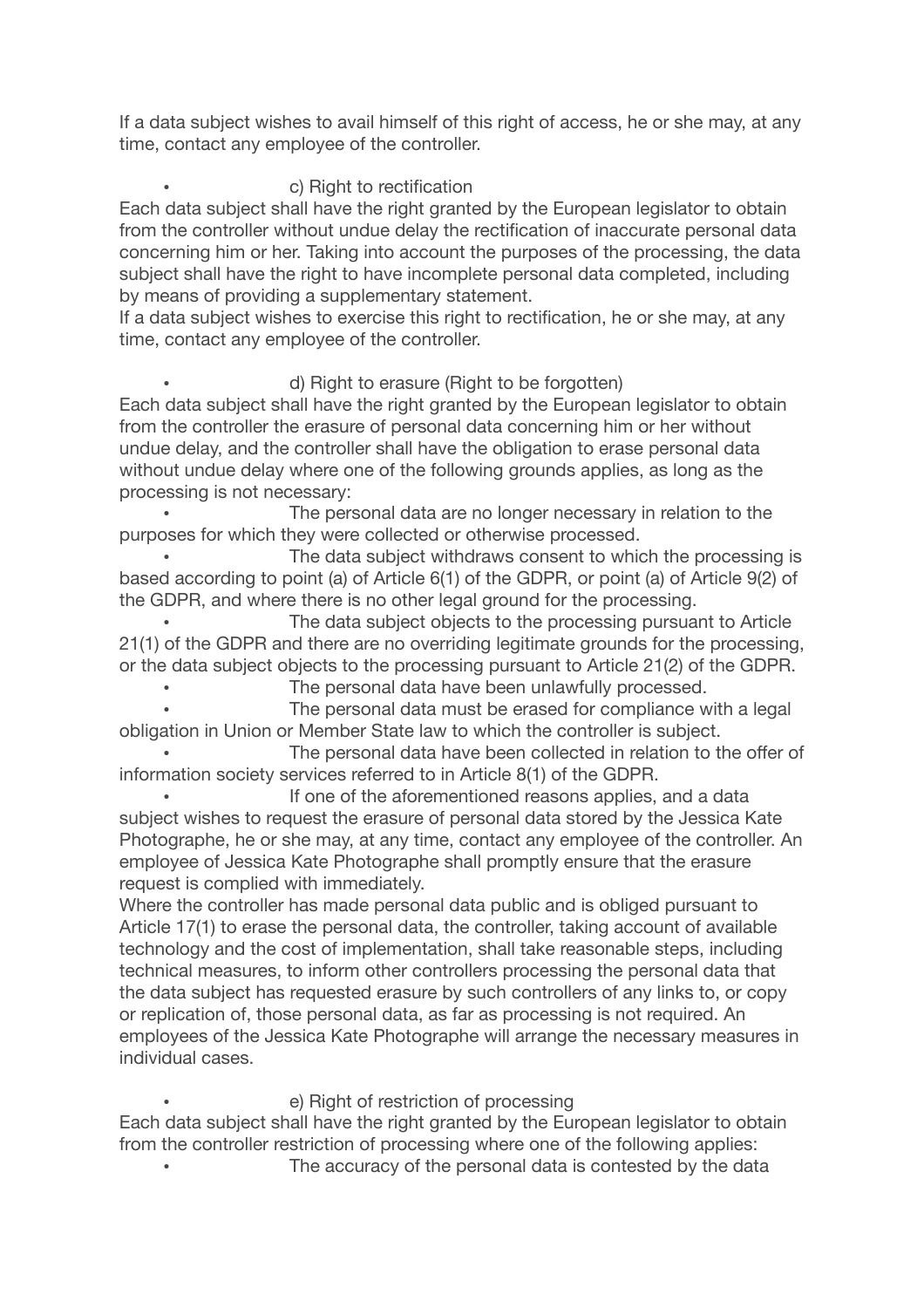If a data subject wishes to avail himself of this right of access, he or she may, at any time, contact any employee of the controller.

- c) Right to rectification

Each data subject shall have the right granted by the European legislator to obtain from the controller without undue delay the rectification of inaccurate personal data concerning him or her. Taking into account the purposes of the processing, the data subject shall have the right to have incomplete personal data completed, including by means of providing a supplementary statement.
If a data subject wishes to exercise this right to rectification, he or she may, at any time, contact any employee of the controller.

- d) Right to erasure (Right to be forgotten)

Each data subject shall have the right granted by the European legislator to obtain from the controller the erasure of personal data concerning him or her without undue delay, and the controller shall have the obligation to erase personal data without undue delay where one of the following grounds applies, as long as the processing is not necessary:

- The personal data are no longer necessary in relation to the purposes for which they were collected or otherwise processed.
- The data subject withdraws consent to which the processing is based according to point (a) of Article 6(1) of the GDPR, or point (a) of Article 9(2) of the GDPR, and where there is no other legal ground for the processing.
- The data subject objects to the processing pursuant to Article 21(1) of the GDPR and there are no overriding legitimate grounds for the processing, or the data subject objects to the processing pursuant to Article 21(2) of the GDPR.
- The personal data have been unlawfully processed.
- The personal data must be erased for compliance with a legal obligation in Union or Member State law to which the controller is subject.
- The personal data have been collected in relation to the offer of information society services referred to in Article 8(1) of the GDPR.
- If one of the aforementioned reasons applies, and a data subject wishes to request the erasure of personal data stored by the Jessica Kate Photographe, he or she may, at any time, contact any employee of the controller. An employee of Jessica Kate Photographe shall promptly ensure that the erasure request is complied with immediately.

Where the controller has made personal data public and is obliged pursuant to Article 17(1) to erase the personal data, the controller, taking account of available technology and the cost of implementation, shall take reasonable steps, including technical measures, to inform other controllers processing the personal data that the data subject has requested erasure by such controllers of any links to, or copy or replication of, those personal data, as far as processing is not required. An employees of the Jessica Kate Photographe will arrange the necessary measures in individual cases.

- e) Right of restriction of processing

Each data subject shall have the right granted by the European legislator to obtain from the controller restriction of processing where one of the following applies:

- The accuracy of the personal data is contested by the data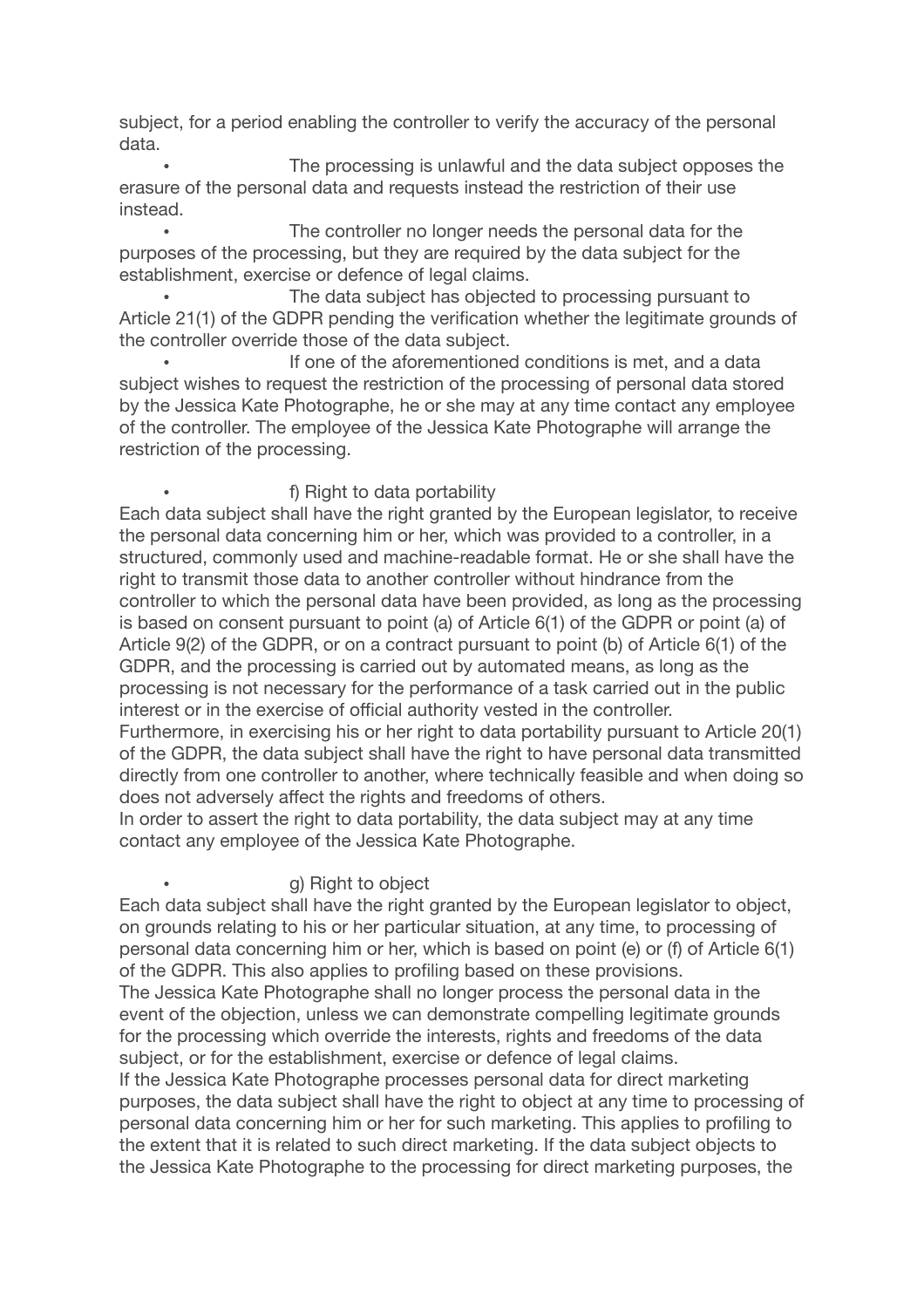subject, for a period enabling the controller to verify the accuracy of the personal data.

- The processing is unlawful and the data subject opposes the erasure of the personal data and requests instead the restriction of their use instead.
- The controller no longer needs the personal data for the purposes of the processing, but they are required by the data subject for the establishment, exercise or defence of legal claims.
- The data subject has objected to processing pursuant to Article 21(1) of the GDPR pending the verification whether the legitimate grounds of the controller override those of the data subject.
- If one of the aforementioned conditions is met, and a data subject wishes to request the restriction of the processing of personal data stored by the Jessica Kate Photographe, he or she may at any time contact any employee of the controller. The employee of the Jessica Kate Photographe will arrange the restriction of the processing.

- f) Right to data portability

Each data subject shall have the right granted by the European legislator, to receive the personal data concerning him or her, which was provided to a controller, in a structured, commonly used and machine-readable format. He or she shall have the right to transmit those data to another controller without hindrance from the controller to which the personal data have been provided, as long as the processing is based on consent pursuant to point (a) of Article 6(1) of the GDPR or point (a) of Article 9(2) of the GDPR, or on a contract pursuant to point (b) of Article 6(1) of the GDPR, and the processing is carried out by automated means, as long as the processing is not necessary for the performance of a task carried out in the public interest or in the exercise of official authority vested in the controller.
Furthermore, in exercising his or her right to data portability pursuant to Article 20(1) of the GDPR, the data subject shall have the right to have personal data transmitted directly from one controller to another, where technically feasible and when doing so does not adversely affect the rights and freedoms of others.
In order to assert the right to data portability, the data subject may at any time contact any employee of the Jessica Kate Photographe.

- g) Right to object

Each data subject shall have the right granted by the European legislator to object, on grounds relating to his or her particular situation, at any time, to processing of personal data concerning him or her, which is based on point (e) or (f) of Article 6(1) of the GDPR. This also applies to profiling based on these provisions.
The Jessica Kate Photographe shall no longer process the personal data in the event of the objection, unless we can demonstrate compelling legitimate grounds for the processing which override the interests, rights and freedoms of the data subject, or for the establishment, exercise or defence of legal claims.
If the Jessica Kate Photographe processes personal data for direct marketing purposes, the data subject shall have the right to object at any time to processing of personal data concerning him or her for such marketing. This applies to profiling to the extent that it is related to such direct marketing. If the data subject objects to the Jessica Kate Photographe to the processing for direct marketing purposes, the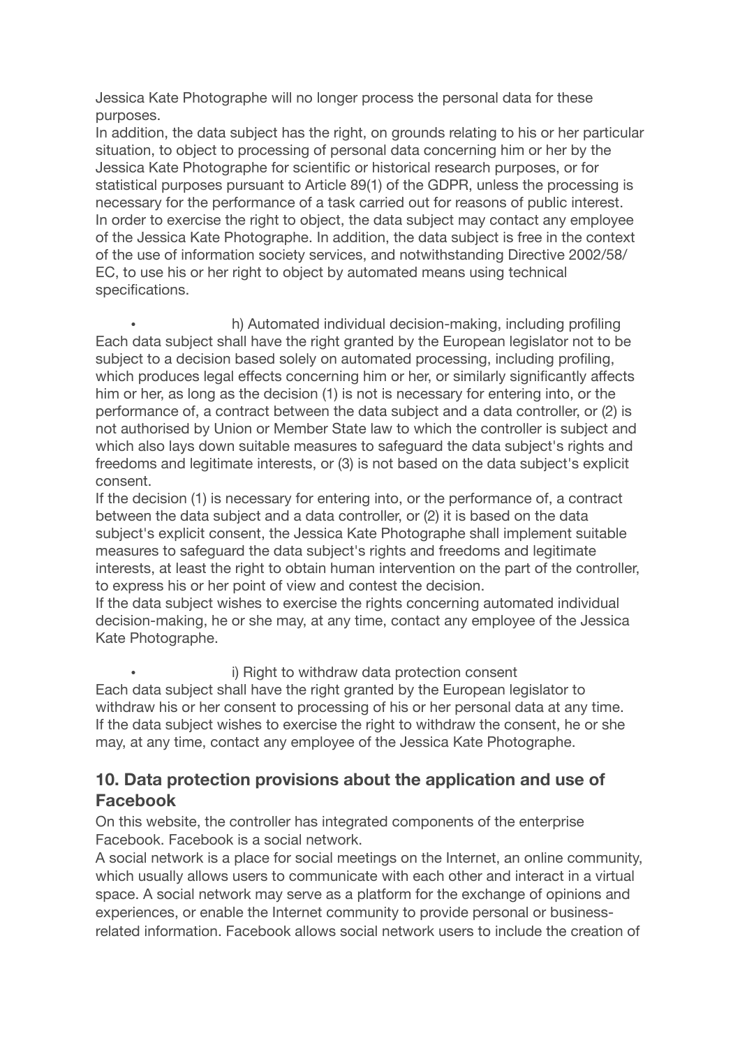Jessica Kate Photographe will no longer process the personal data for these purposes.
In addition, the data subject has the right, on grounds relating to his or her particular situation, to object to processing of personal data concerning him or her by the Jessica Kate Photographe for scientific or historical research purposes, or for statistical purposes pursuant to Article 89(1) of the GDPR, unless the processing is necessary for the performance of a task carried out for reasons of public interest.
In order to exercise the right to object, the data subject may contact any employee of the Jessica Kate Photographe. In addition, the data subject is free in the context of the use of information society services, and notwithstanding Directive 2002/58/EC, to use his or her right to object by automated means using technical specifications.

- h) Automated individual decision-making, including profiling

Each data subject shall have the right granted by the European legislator not to be subject to a decision based solely on automated processing, including profiling, which produces legal effects concerning him or her, or similarly significantly affects him or her, as long as the decision (1) is not is necessary for entering into, or the performance of, a contract between the data subject and a data controller, or (2) is not authorised by Union or Member State law to which the controller is subject and which also lays down suitable measures to safeguard the data subject's rights and freedoms and legitimate interests, or (3) is not based on the data subject's explicit consent.
If the decision (1) is necessary for entering into, or the performance of, a contract between the data subject and a data controller, or (2) it is based on the data subject's explicit consent, the Jessica Kate Photographe shall implement suitable measures to safeguard the data subject's rights and freedoms and legitimate interests, at least the right to obtain human intervention on the part of the controller, to express his or her point of view and contest the decision.
If the data subject wishes to exercise the rights concerning automated individual decision-making, he or she may, at any time, contact any employee of the Jessica Kate Photographe.

- i) Right to withdraw data protection consent

Each data subject shall have the right granted by the European legislator to withdraw his or her consent to processing of his or her personal data at any time.
If the data subject wishes to exercise the right to withdraw the consent, he or she may, at any time, contact any employee of the Jessica Kate Photographe.

## 10. Data protection provisions about the application and use of Facebook

On this website, the controller has integrated components of the enterprise Facebook. Facebook is a social network.
A social network is a place for social meetings on the Internet, an online community, which usually allows users to communicate with each other and interact in a virtual space. A social network may serve as a platform for the exchange of opinions and experiences, or enable the Internet community to provide personal or business-related information. Facebook allows social network users to include the creation of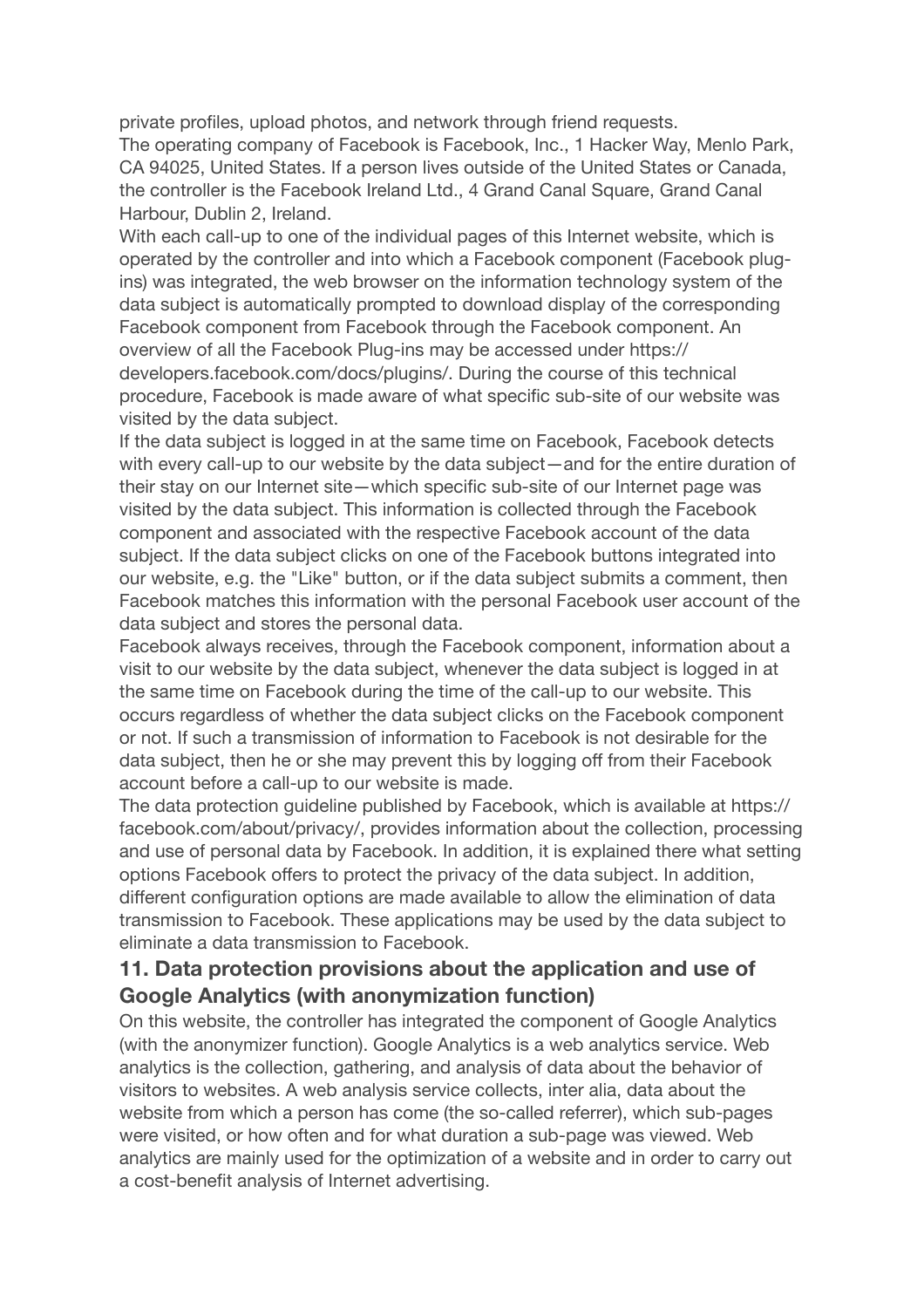private profiles, upload photos, and network through friend requests.
The operating company of Facebook is Facebook, Inc., 1 Hacker Way, Menlo Park, CA 94025, United States. If a person lives outside of the United States or Canada, the controller is the Facebook Ireland Ltd., 4 Grand Canal Square, Grand Canal Harbour, Dublin 2, Ireland.
With each call-up to one of the individual pages of this Internet website, which is operated by the controller and into which a Facebook component (Facebook plug-ins) was integrated, the web browser on the information technology system of the data subject is automatically prompted to download display of the corresponding Facebook component from Facebook through the Facebook component. An overview of all the Facebook Plug-ins may be accessed under https://developers.facebook.com/docs/plugins/. During the course of this technical procedure, Facebook is made aware of what specific sub-site of our website was visited by the data subject.
If the data subject is logged in at the same time on Facebook, Facebook detects with every call-up to our website by the data subject—and for the entire duration of their stay on our Internet site—which specific sub-site of our Internet page was visited by the data subject. This information is collected through the Facebook component and associated with the respective Facebook account of the data subject. If the data subject clicks on one of the Facebook buttons integrated into our website, e.g. the "Like" button, or if the data subject submits a comment, then Facebook matches this information with the personal Facebook user account of the data subject and stores the personal data.
Facebook always receives, through the Facebook component, information about a visit to our website by the data subject, whenever the data subject is logged in at the same time on Facebook during the time of the call-up to our website. This occurs regardless of whether the data subject clicks on the Facebook component or not. If such a transmission of information to Facebook is not desirable for the data subject, then he or she may prevent this by logging off from their Facebook account before a call-up to our website is made.
The data protection guideline published by Facebook, which is available at https://facebook.com/about/privacy/, provides information about the collection, processing and use of personal data by Facebook. In addition, it is explained there what setting options Facebook offers to protect the privacy of the data subject. In addition, different configuration options are made available to allow the elimination of data transmission to Facebook. These applications may be used by the data subject to eliminate a data transmission to Facebook.

### 11. Data protection provisions about the application and use of Google Analytics (with anonymization function)

On this website, the controller has integrated the component of Google Analytics (with the anonymizer function). Google Analytics is a web analytics service. Web analytics is the collection, gathering, and analysis of data about the behavior of visitors to websites. A web analysis service collects, inter alia, data about the website from which a person has come (the so-called referrer), which sub-pages were visited, or how often and for what duration a sub-page was viewed. Web analytics are mainly used for the optimization of a website and in order to carry out a cost-benefit analysis of Internet advertising.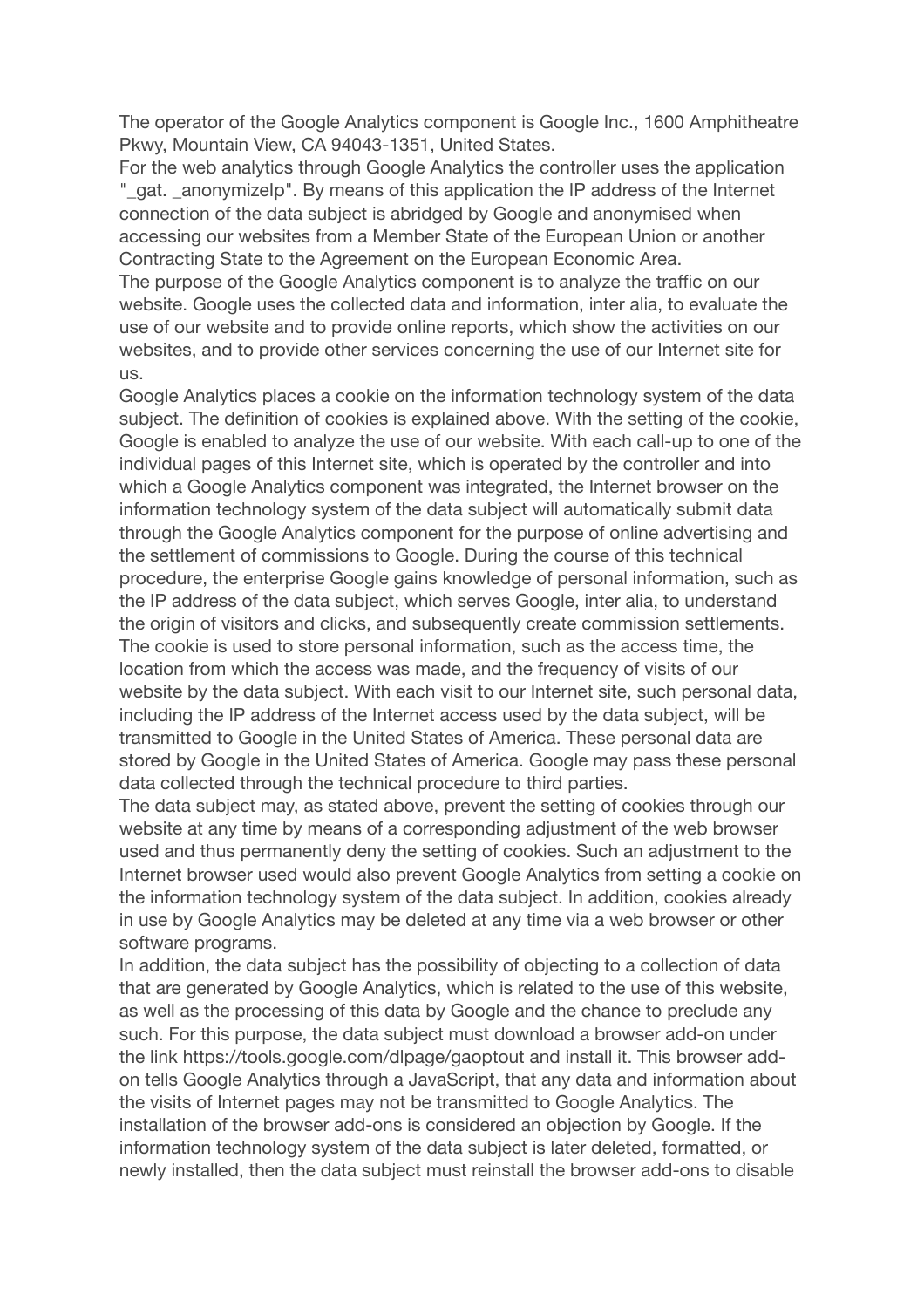The operator of the Google Analytics component is Google Inc., 1600 Amphitheatre Pkwy, Mountain View, CA 94043-1351, United States.

For the web analytics through Google Analytics the controller uses the application "_gat. _anonymizeIp". By means of this application the IP address of the Internet connection of the data subject is abridged by Google and anonymised when accessing our websites from a Member State of the European Union or another Contracting State to the Agreement on the European Economic Area.

The purpose of the Google Analytics component is to analyze the traffic on our website. Google uses the collected data and information, inter alia, to evaluate the use of our website and to provide online reports, which show the activities on our websites, and to provide other services concerning the use of our Internet site for us.

Google Analytics places a cookie on the information technology system of the data subject. The definition of cookies is explained above. With the setting of the cookie, Google is enabled to analyze the use of our website. With each call-up to one of the individual pages of this Internet site, which is operated by the controller and into which a Google Analytics component was integrated, the Internet browser on the information technology system of the data subject will automatically submit data through the Google Analytics component for the purpose of online advertising and the settlement of commissions to Google. During the course of this technical procedure, the enterprise Google gains knowledge of personal information, such as the IP address of the data subject, which serves Google, inter alia, to understand the origin of visitors and clicks, and subsequently create commission settlements.

The cookie is used to store personal information, such as the access time, the location from which the access was made, and the frequency of visits of our website by the data subject. With each visit to our Internet site, such personal data, including the IP address of the Internet access used by the data subject, will be transmitted to Google in the United States of America. These personal data are stored by Google in the United States of America. Google may pass these personal data collected through the technical procedure to third parties.

The data subject may, as stated above, prevent the setting of cookies through our website at any time by means of a corresponding adjustment of the web browser used and thus permanently deny the setting of cookies. Such an adjustment to the Internet browser used would also prevent Google Analytics from setting a cookie on the information technology system of the data subject. In addition, cookies already in use by Google Analytics may be deleted at any time via a web browser or other software programs.

In addition, the data subject has the possibility of objecting to a collection of data that are generated by Google Analytics, which is related to the use of this website, as well as the processing of this data by Google and the chance to preclude any such. For this purpose, the data subject must download a browser add-on under the link https://tools.google.com/dlpage/gaoptout and install it. This browser add-on tells Google Analytics through a JavaScript, that any data and information about the visits of Internet pages may not be transmitted to Google Analytics. The installation of the browser add-ons is considered an objection by Google. If the information technology system of the data subject is later deleted, formatted, or newly installed, then the data subject must reinstall the browser add-ons to disable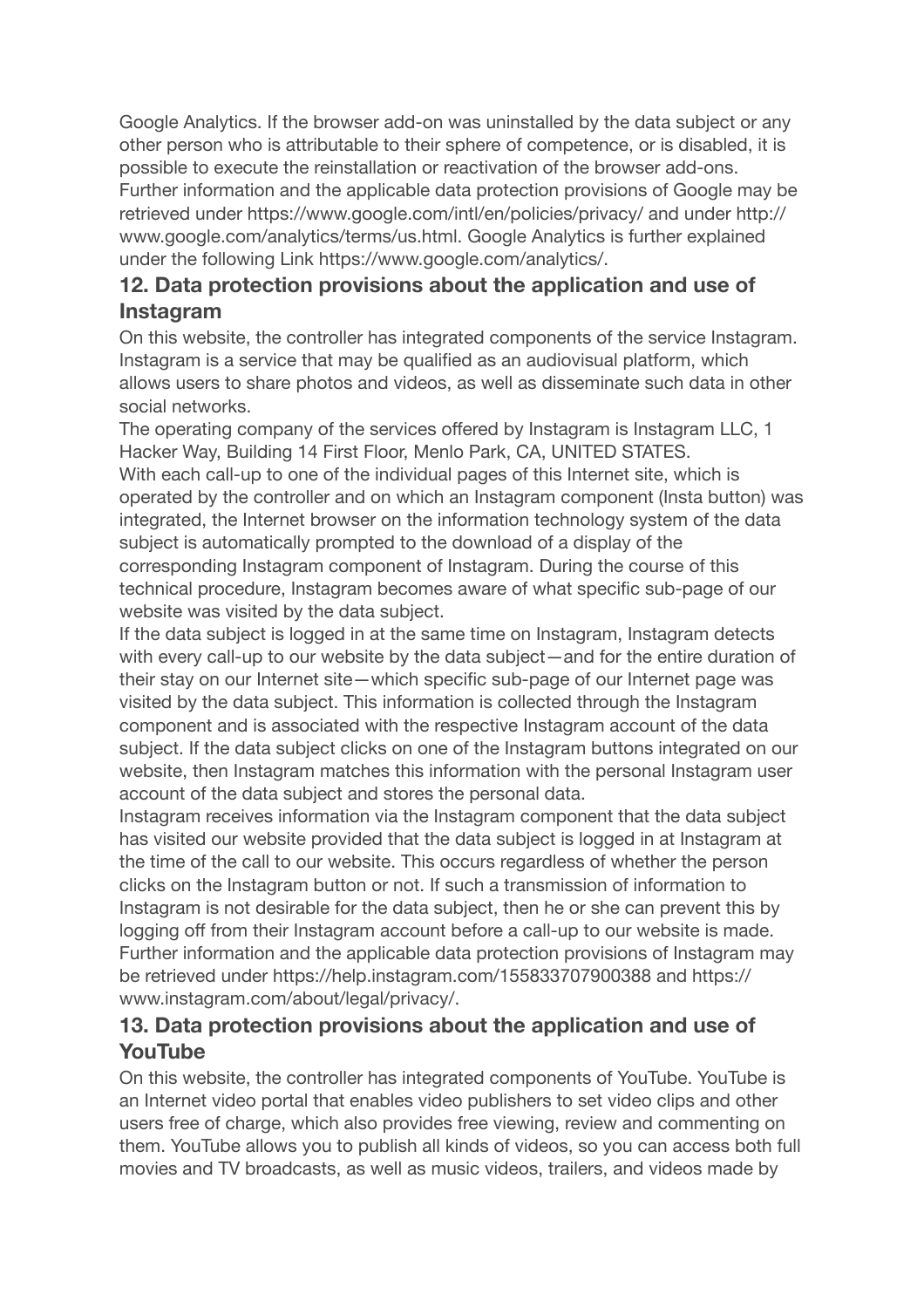Google Analytics. If the browser add-on was uninstalled by the data subject or any other person who is attributable to their sphere of competence, or is disabled, it is possible to execute the reinstallation or reactivation of the browser add-ons. Further information and the applicable data protection provisions of Google may be retrieved under https://www.google.com/intl/en/policies/privacy/ and under http://www.google.com/analytics/terms/us.html. Google Analytics is further explained under the following Link https://www.google.com/analytics/.

## 12. Data protection provisions about the application and use of Instagram

On this website, the controller has integrated components of the service Instagram. Instagram is a service that may be qualified as an audiovisual platform, which allows users to share photos and videos, as well as disseminate such data in other social networks.

The operating company of the services offered by Instagram is Instagram LLC, 1 Hacker Way, Building 14 First Floor, Menlo Park, CA, UNITED STATES.

With each call-up to one of the individual pages of this Internet site, which is operated by the controller and on which an Instagram component (Insta button) was integrated, the Internet browser on the information technology system of the data subject is automatically prompted to the download of a display of the corresponding Instagram component of Instagram. During the course of this technical procedure, Instagram becomes aware of what specific sub-page of our website was visited by the data subject.

If the data subject is logged in at the same time on Instagram, Instagram detects with every call-up to our website by the data subject—and for the entire duration of their stay on our Internet site—which specific sub-page of our Internet page was visited by the data subject. This information is collected through the Instagram component and is associated with the respective Instagram account of the data subject. If the data subject clicks on one of the Instagram buttons integrated on our website, then Instagram matches this information with the personal Instagram user account of the data subject and stores the personal data.

Instagram receives information via the Instagram component that the data subject has visited our website provided that the data subject is logged in at Instagram at the time of the call to our website. This occurs regardless of whether the person clicks on the Instagram button or not. If such a transmission of information to Instagram is not desirable for the data subject, then he or she can prevent this by logging off from their Instagram account before a call-up to our website is made.

Further information and the applicable data protection provisions of Instagram may be retrieved under https://help.instagram.com/155833707900388 and https://www.instagram.com/about/legal/privacy/.

## 13. Data protection provisions about the application and use of YouTube

On this website, the controller has integrated components of YouTube. YouTube is an Internet video portal that enables video publishers to set video clips and other users free of charge, which also provides free viewing, review and commenting on them. YouTube allows you to publish all kinds of videos, so you can access both full movies and TV broadcasts, as well as music videos, trailers, and videos made by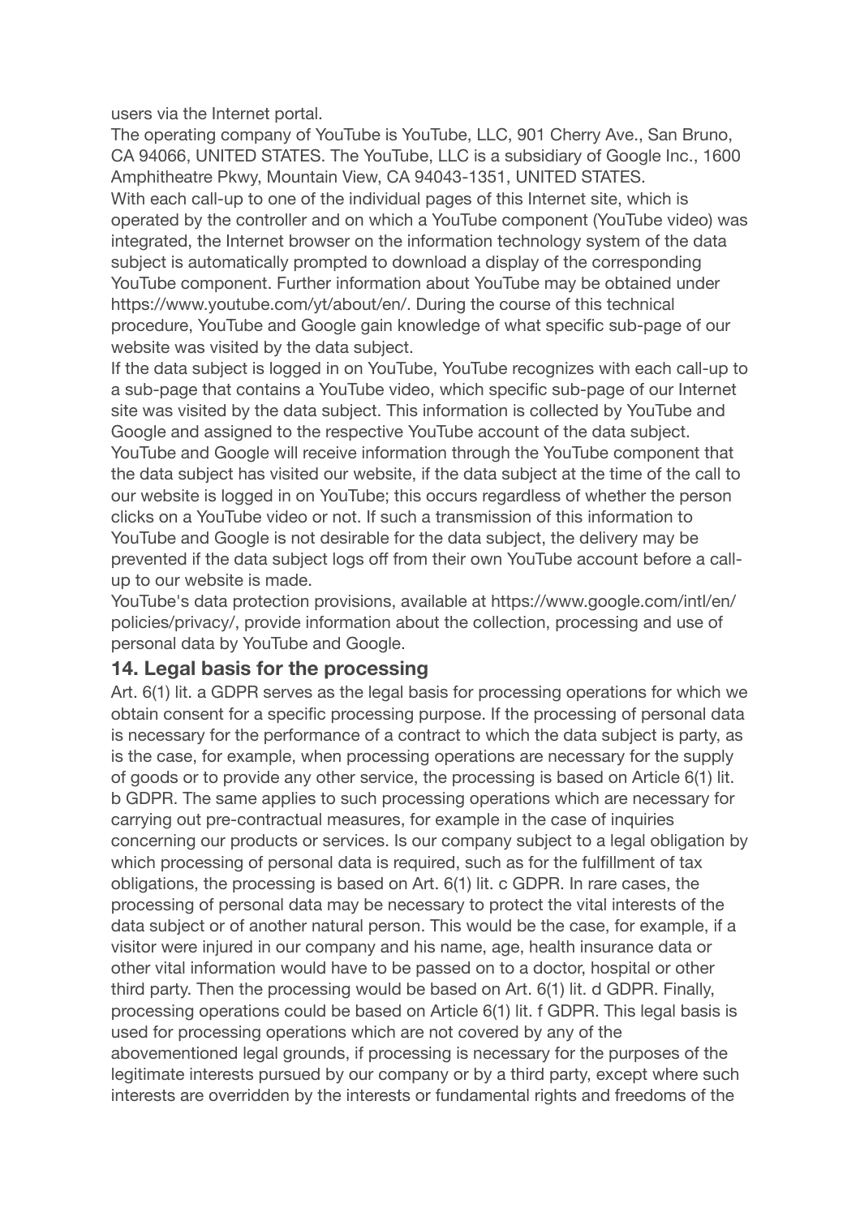users via the Internet portal.

The operating company of YouTube is YouTube, LLC, 901 Cherry Ave., San Bruno, CA 94066, UNITED STATES. The YouTube, LLC is a subsidiary of Google Inc., 1600 Amphitheatre Pkwy, Mountain View, CA 94043-1351, UNITED STATES.

With each call-up to one of the individual pages of this Internet site, which is operated by the controller and on which a YouTube component (YouTube video) was integrated, the Internet browser on the information technology system of the data subject is automatically prompted to download a display of the corresponding YouTube component. Further information about YouTube may be obtained under https://www.youtube.com/yt/about/en/. During the course of this technical procedure, YouTube and Google gain knowledge of what specific sub-page of our website was visited by the data subject.

If the data subject is logged in on YouTube, YouTube recognizes with each call-up to a sub-page that contains a YouTube video, which specific sub-page of our Internet site was visited by the data subject. This information is collected by YouTube and Google and assigned to the respective YouTube account of the data subject.

YouTube and Google will receive information through the YouTube component that the data subject has visited our website, if the data subject at the time of the call to our website is logged in on YouTube; this occurs regardless of whether the person clicks on a YouTube video or not. If such a transmission of this information to YouTube and Google is not desirable for the data subject, the delivery may be prevented if the data subject logs off from their own YouTube account before a call-up to our website is made.

YouTube's data protection provisions, available at https://www.google.com/intl/en/policies/privacy/, provide information about the collection, processing and use of personal data by YouTube and Google.

### 14. Legal basis for the processing

Art. 6(1) lit. a GDPR serves as the legal basis for processing operations for which we obtain consent for a specific processing purpose. If the processing of personal data is necessary for the performance of a contract to which the data subject is party, as is the case, for example, when processing operations are necessary for the supply of goods or to provide any other service, the processing is based on Article 6(1) lit. b GDPR. The same applies to such processing operations which are necessary for carrying out pre-contractual measures, for example in the case of inquiries concerning our products or services. Is our company subject to a legal obligation by which processing of personal data is required, such as for the fulfillment of tax obligations, the processing is based on Art. 6(1) lit. c GDPR. In rare cases, the processing of personal data may be necessary to protect the vital interests of the data subject or of another natural person. This would be the case, for example, if a visitor were injured in our company and his name, age, health insurance data or other vital information would have to be passed on to a doctor, hospital or other third party. Then the processing would be based on Art. 6(1) lit. d GDPR. Finally, processing operations could be based on Article 6(1) lit. f GDPR. This legal basis is used for processing operations which are not covered by any of the abovementioned legal grounds, if processing is necessary for the purposes of the legitimate interests pursued by our company or by a third party, except where such interests are overridden by the interests or fundamental rights and freedoms of the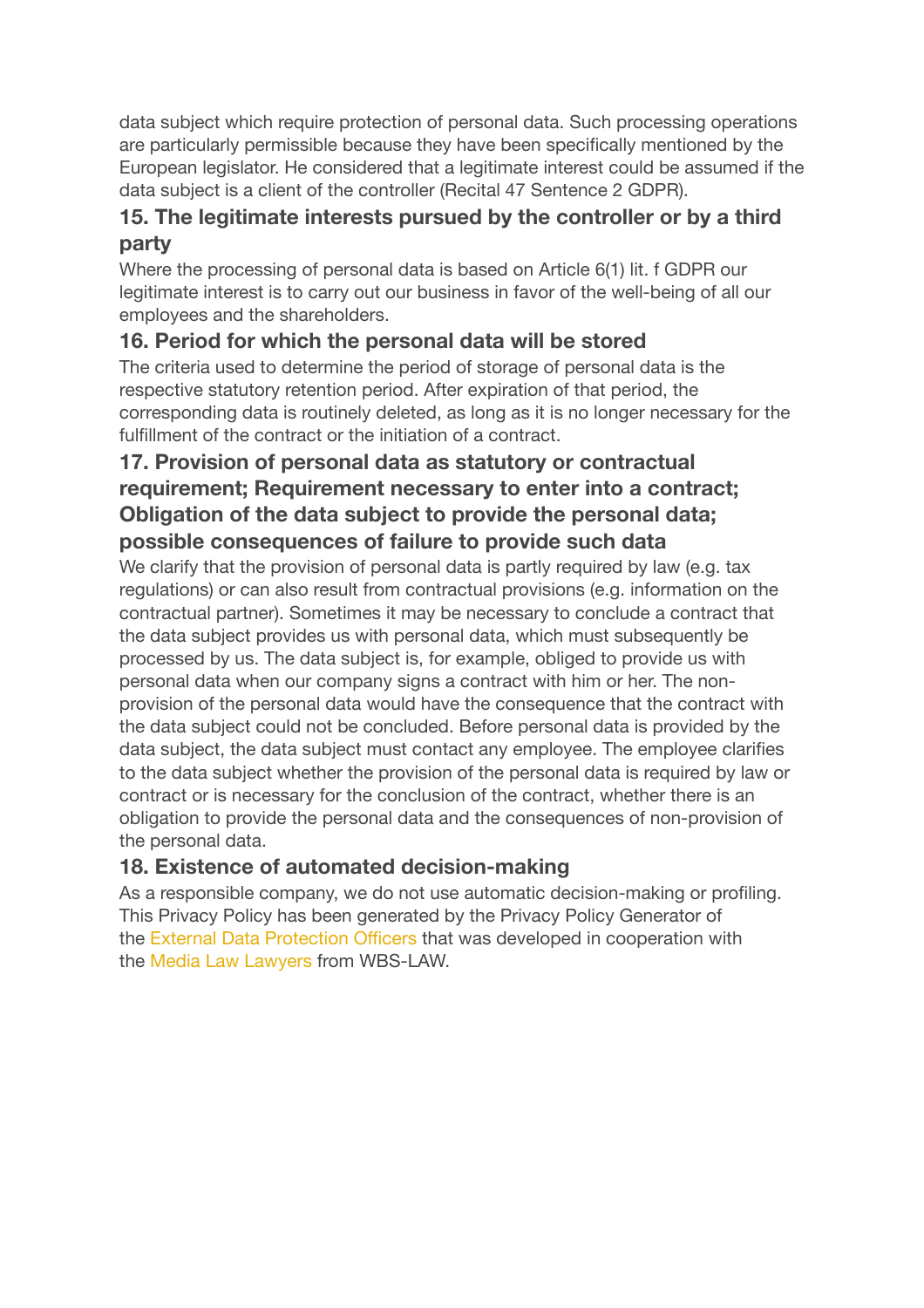data subject which require protection of personal data. Such processing operations are particularly permissible because they have been specifically mentioned by the European legislator. He considered that a legitimate interest could be assumed if the data subject is a client of the controller (Recital 47 Sentence 2 GDPR).

### 15. The legitimate interests pursued by the controller or by a third party

Where the processing of personal data is based on Article 6(1) lit. f GDPR our legitimate interest is to carry out our business in favor of the well-being of all our employees and the shareholders.

### 16. Period for which the personal data will be stored

The criteria used to determine the period of storage of personal data is the respective statutory retention period. After expiration of that period, the corresponding data is routinely deleted, as long as it is no longer necessary for the fulfillment of the contract or the initiation of a contract.

### 17. Provision of personal data as statutory or contractual requirement; Requirement necessary to enter into a contract; Obligation of the data subject to provide the personal data; possible consequences of failure to provide such data

We clarify that the provision of personal data is partly required by law (e.g. tax regulations) or can also result from contractual provisions (e.g. information on the contractual partner). Sometimes it may be necessary to conclude a contract that the data subject provides us with personal data, which must subsequently be processed by us. The data subject is, for example, obliged to provide us with personal data when our company signs a contract with him or her. The non-provision of the personal data would have the consequence that the contract with the data subject could not be concluded. Before personal data is provided by the data subject, the data subject must contact any employee. The employee clarifies to the data subject whether the provision of the personal data is required by law or contract or is necessary for the conclusion of the contract, whether there is an obligation to provide the personal data and the consequences of non-provision of the personal data.

### 18. Existence of automated decision-making

As a responsible company, we do not use automatic decision-making or profiling.
This Privacy Policy has been generated by the Privacy Policy Generator of the External Data Protection Officers that was developed in cooperation with the Media Law Lawyers from WBS-LAW.